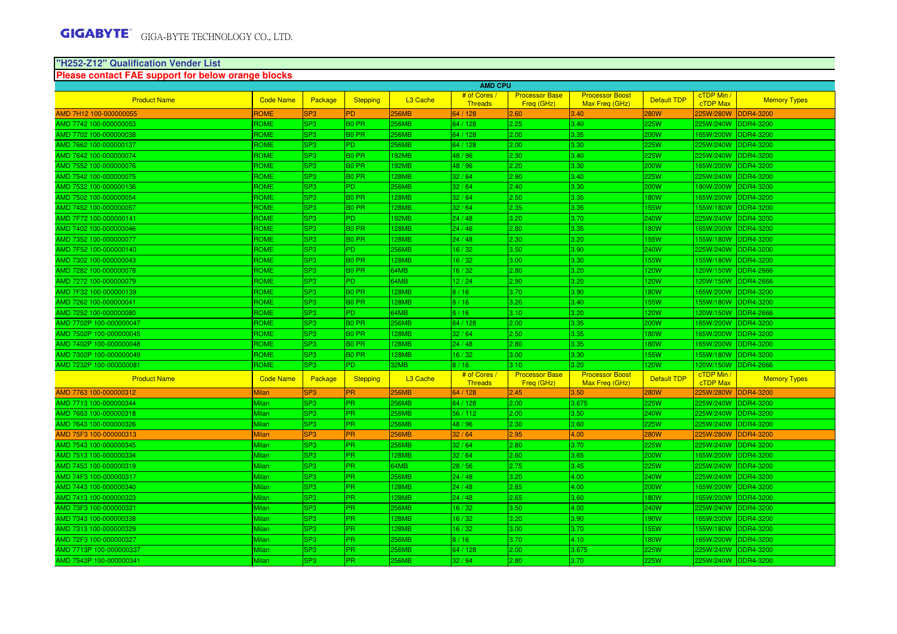GIGABYTE GIGA-BYTE TECHNOLOGY CO., LTD.

## "H252-Z12" Qualification Vender List

**Please contact FAE support for below orange blocks**

| AMD CPU | | | | | | | | | | |
|---|---|---|---|---|---|---|---|---|---|---|
| Product Name | Code Name | Package | Stepping | L3 Cache | # of Cores / Threads | Processor Base Freq (GHz) | Processor Boost Max Freq (GHz) | Default TDP | cTDP Min / cTDP Max | Memory Types |
| AMD 7H12 100-000000055 | ROME | SP3 | PD | 256MB | 64 / 128 | 2.60 | 3.40 | 280W | 225W/280W | DDR4-3200 |
| AMD 7742 100-000000053 | ROME | SP3 | B0 PR | 256MB | 64 / 128 | 2.25 | 3.40 | 225W | 225W/240W | DDR4-3200 |
| AMD 7702 100-000000038 | ROME | SP3 | B0 PR | 256MB | 64 / 128 | 2.00 | 3.35 | 200W | 165W/200W | DDR4-3200 |
| AMD 7662 100-000000137 | ROME | SP3 | PD | 256MB | 64 / 128 | 2.00 | 3.30 | 225W | 225W/240W | DDR4-3200 |
| AMD 7642 100-000000074 | ROME | SP3 | B0 PR | 192MB | 48 / 96 | 2.30 | 3.40 | 225W | 225W/240W | DDR4-3200 |
| AMD 7552 100-000000076 | ROME | SP3 | B0 PR | 192MB | 48 / 96 | 2.20 | 3.30 | 200W | 165W/200W | DDR4-3200 |
| AMD 7542 100-000000075 | ROME | SP3 | B0 PR | 128MB | 32 / 64 | 2.90 | 3.40 | 225W | 225W/240W | DDR4-3200 |
| AMD 7532 100-000000136 | ROME | SP3 | PD | 256MB | 32 / 64 | 2.40 | 3.30 | 200W | 180W/200W | DDR4-3200 |
| AMD 7502 100-000000054 | ROME | SP3 | B0 PR | 128MB | 32 / 64 | 2.50 | 3.35 | 180W | 165W/200W | DDR4-3200 |
| AMD 7452 100-000000057 | ROME | SP3 | B0 PR | 128MB | 32 / 64 | 2.35 | 3.35 | 155W | 155W/180W | DDR4-3200 |
| AMD 7F72 100-000000141 | ROME | SP3 | PD | 192MB | 24 / 48 | 3.20 | 3.70 | 240W | 225W/240W | DDR4-3200 |
| AMD 7402 100-000000046 | ROME | SP3 | B0 PR | 128MB | 24 / 48 | 2.80 | 3.35 | 180W | 165W/200W | DDR4-3200 |
| AMD 7352 100-000000077 | ROME | SP3 | B0 PR | 128MB | 24 / 48 | 2.30 | 3.20 | 155W | 155W/180W | DDR4-3200 |
| AMD 7F52 100-000000140 | ROME | SP3 | PD | 256MB | 16 / 32 | 3.50 | 3.90 | 240W | 225W/240W | DDR4-3200 |
| AMD 7302 100-000000043 | ROME | SP3 | B0 PR | 128MB | 16 / 32 | 3.00 | 3.30 | 155W | 155W/180W | DDR4-3200 |
| AMD 7282 100-000000078 | ROME | SP3 | B0 PR | 64MB | 16 / 32 | 2.80 | 3.20 | 120W | 120W/150W | DDR4-2666 |
| AMD 7272 100-000000079 | ROME | SP3 | PD | 64MB | 12 / 24 | 2.90 | 3.20 | 120W | 120W/150W | DDR4-2666 |
| AMD 7F32 100-000000139 | ROME | SP3 | B0 PR | 128MB | 8 / 16 | 3.70 | 3.90 | 180W | 165W/200W | DDR4-3200 |
| AMD 7262 100-000000041 | ROME | SP3 | B0 PR | 128MB | 8 / 16 | 3.20 | 3.40 | 155W | 155W/180W | DDR4-3200 |
| AMD 7252 100-000000080 | ROME | SP3 | PD | 64MB | 8 / 16 | 3.10 | 3.20 | 120W | 120W/150W | DDR4-2666 |
| AMD 7702P 100-000000047 | ROME | SP3 | B0 PR | 256MB | 64 / 128 | 2.00 | 3.35 | 200W | 165W/200W | DDR4-3200 |
| AMD 7502P 100-000000045 | ROME | SP3 | B0 PR | 128MB | 32 / 64 | 2.50 | 3.35 | 180W | 165W/200W | DDR4-3200 |
| AMD 7402P 100-000000048 | ROME | SP3 | B0 PR | 128MB | 24 / 48 | 2.80 | 3.35 | 180W | 165W/200W | DDR4-3200 |
| AMD 7302P 100-000000049 | ROME | SP3 | B0 PR | 128MB | 16 / 32 | 3.00 | 3.30 | 155W | 155W/180W | DDR4-3200 |
| AMD 7232P 100-000000081 | ROME | SP3 | PD | 32MB | 8 / 16 | 3.10 | 3.20 | 120W | 120W/150W | DDR4-2666 |
| Product Name | Code Name | Package | Stepping | L3 Cache | # of Cores / Threads | Processor Base Freq (GHz) | Processor Boost Max Freq (GHz) | Default TDP | cTDP Min / cTDP Max | Memory Types |
| AMD 7763 100-000000312 | Milan | SP3 | PR | 256MB | 64 / 128 | 2.45 | 3.50 | 280W | 225W/280W | DDR4-3200 |
| AMD 7713 100-000000344 | Milan | SP3 | PR | 256MB | 64 / 128 | 2.00 | 3.675 | 225W | 225W/240W | DDR4-3200 |
| AMD 7663 100-000000318 | Milan | SP3 | PR | 256MB | 56 / 112 | 2.00 | 3.50 | 240W | 225W/240W | DDR4-3200 |
| AMD 7643 100-000000326 | Milan | SP3 | PR | 256MB | 48 / 96 | 2.30 | 3.60 | 225W | 225W/240W | DDR4-3200 |
| AMD 75F3 100-000000313 | Milan | SP3 | PR | 256MB | 32 / 64 | 2.95 | 4.00 | 280W | 225W/280W | DDR4-3200 |
| AMD 7543 100-000000345 | Milan | SP3 | PR | 256MB | 32 / 64 | 2.80 | 3.70 | 225W | 225W/240W | DDR4-3200 |
| AMD 7513 100-000000334 | Milan | SP3 | PR | 128MB | 32 / 64 | 2.60 | 3.65 | 200W | 165W/200W | DDR4-3200 |
| AMD 7453 100-000000319 | Milan | SP3 | PR | 64MB | 28 / 56 | 2.75 | 3.45 | 225W | 225W/240W | DDR4-3200 |
| AMD 74F3 100-000000317 | Milan | SP3 | PR | 256MB | 24 / 48 | 3.20 | 4.00 | 240W | 225W/240W | DDR4-3200 |
| AMD 7443 100-000000340 | Milan | SP3 | PR | 128MB | 24 / 48 | 2.85 | 4.00 | 200W | 165W/200W | DDR4-3200 |
| AMD 7413 100-000000323 | Milan | SP3 | PR | 128MB | 24 / 48 | 2.65 | 3.60 | 180W | 165W/200W | DDR4-3200 |
| AMD 73F3 100-000000321 | Milan | SP3 | PR | 256MB | 16 / 32 | 3.50 | 4.00 | 240W | 225W/240W | DDR4-3200 |
| AMD 7343 100-000000338 | Milan | SP3 | PR | 128MB | 16 / 32 | 3.20 | 3.90 | 190W | 165W/200W | DDR4-3200 |
| AMD 7313 100-000000329 | Milan | SP3 | PR | 128MB | 16 / 32 | 3.00 | 3.70 | 155W | 155W/180W | DDR4-3200 |
| AMD 72F3 100-000000327 | Milan | SP3 | PR | 256MB | 8 / 16 | 3.70 | 4.10 | 180W | 165W/200W | DDR4-3200 |
| AMD 7713P 100-000000337 | Milan | SP3 | PR | 256MB | 64 / 128 | 2.00 | 3.675 | 225W | 225W/240W | DDR4-3200 |
| AMD 7543P 100-000000341 | Milan | SP3 | PR | 256MB | 32 / 64 | 2.80 | 3.70 | 225W | 225W/240W | DDR4-3200 |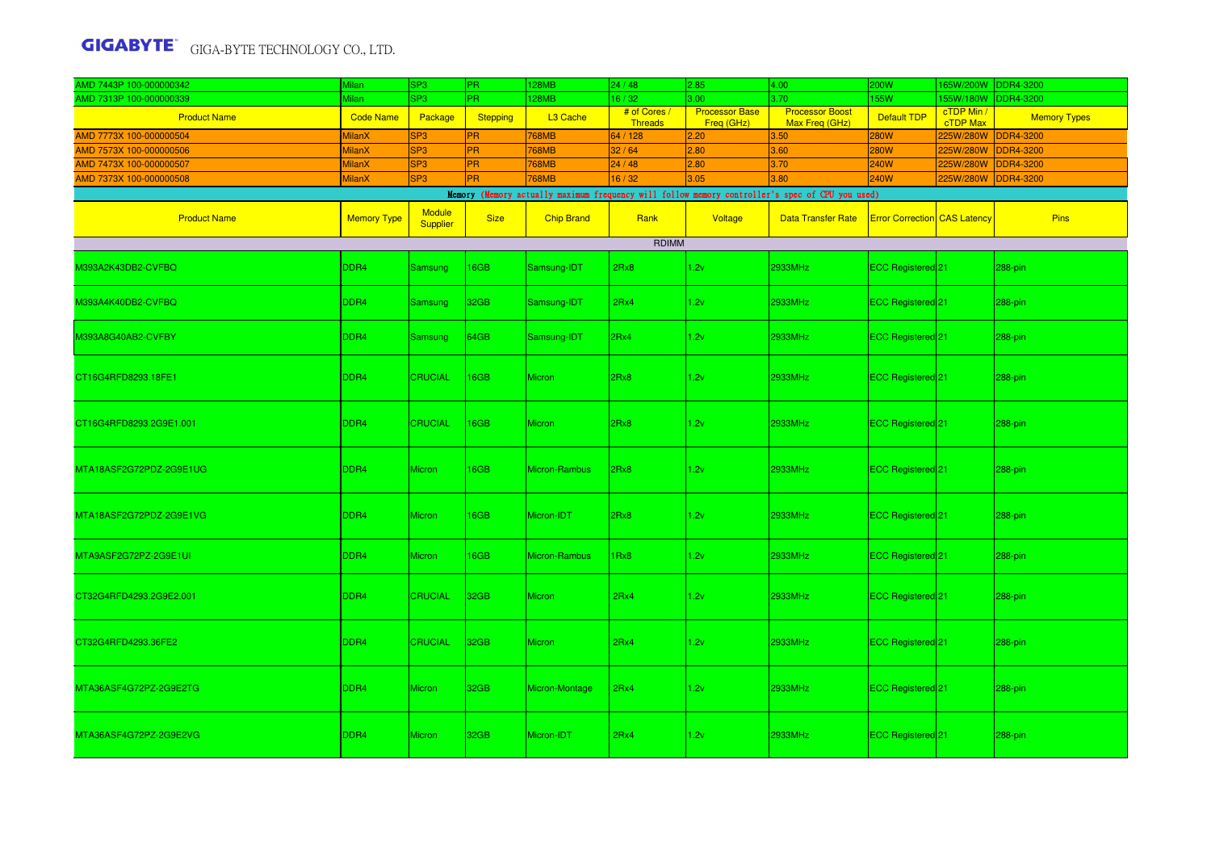| AMD 7443P 100-000000342 | Milan | SP3 | PR | 128MB | 24 / 48 | 2.85 | 4.00 | 200W | 165W/200W | DDR4-3200 |
|---|---|---|---|---|---|---|---|---|---|---|
| AMD 7313P 100-000000339 | Milan | SP3 | PR | 128MB | 16 / 32 | 3.00 | 3.70 | 155W | 155W/180W | DDR4-3200 |
| Product Name | Code Name | Package | Stepping | L3 Cache | # of Cores / Threads | Processor Base Freq (GHz) | Processor Boost Max Freq (GHz) | Default TDP | cTDP Min / cTDP Max | Memory Types |
| AMD 7773X 100-000000504 | MilanX | SP3 | PR | 768MB | 64 / 128 | 2.20 | 3.50 | 280W | 225W/280W | DDR4-3200 |
| AMD 7573X 100-000000506 | MilanX | SP3 | PR | 768MB | 32 / 64 | 2.80 | 3.60 | 280W | 225W/280W | DDR4-3200 |
| AMD 7473X 100-000000507 | MilanX | SP3 | PR | 768MB | 24 / 48 | 2.80 | 3.70 | 240W | 225W/280W | DDR4-3200 |
| AMD 7373X 100-000000508 | MilanX | SP3 | PR | 768MB | 16 / 32 | 3.05 | 3.80 | 240W | 225W/280W | DDR4-3200 |

**Memory** (Memory actually maximum frequency will follow memory controller's spec of CPU you used)

| Product Name | Memory Type | Module Supplier | Size | Chip Brand | Rank | Voltage | Data Transfer Rate | Error Correction | CAS Latency | Pins |
|---|---|---|---|---|---|---|---|---|---|---|
| RDIMM | | | | | | | | | | |
| M393A2K43DB2-CVFBQ | DDR4 | Samsung | 16GB | Samsung-IDT | 2Rx8 | 1.2v | 2933MHz | ECC Registered | 21 | 288-pin |
| M393A4K40DB2-CVFBQ | DDR4 | Samsung | 32GB | Samsung-IDT | 2Rx4 | 1.2v | 2933MHz | ECC Registered | 21 | 288-pin |
| M393A8G40AB2-CVFBY | DDR4 | Samsung | 64GB | Samsung-IDT | 2Rx4 | 1.2v | 2933MHz | ECC Registered | 21 | 288-pin |
| CT16G4RFD8293.18FE1 | DDR4 | CRUCIAL | 16GB | Micron | 2Rx8 | 1.2v | 2933MHz | ECC Registered | 21 | 288-pin |
| CT16G4RFD8293.2G9E1.001 | DDR4 | CRUCIAL | 16GB | Micron | 2Rx8 | 1.2v | 2933MHz | ECC Registered | 21 | 288-pin |
| MTA18ASF2G72PDZ-2G9E1UG | DDR4 | Micron | 16GB | Micron-Rambus | 2Rx8 | 1.2v | 2933MHz | ECC Registered | 21 | 288-pin |
| MTA18ASF2G72PDZ-2G9E1VG | DDR4 | Micron | 16GB | Micron-IDT | 2Rx8 | 1.2v | 2933MHz | ECC Registered | 21 | 288-pin |
| MTA9ASF2G72PZ-2G9E1UI | DDR4 | Micron | 16GB | Micron-Rambus | 1Rx8 | 1.2v | 2933MHz | ECC Registered | 21 | 288-pin |
| CT32G4RFD4293.2G9E2.001 | DDR4 | CRUCIAL | 32GB | Micron | 2Rx4 | 1.2v | 2933MHz | ECC Registered | 21 | 288-pin |
| CT32G4RFD4293.36FE2 | DDR4 | CRUCIAL | 32GB | Micron | 2Rx4 | 1.2v | 2933MHz | ECC Registered | 21 | 288-pin |
| MTA36ASF4G72PZ-2G9E2TG | DDR4 | Micron | 32GB | Micron-Montage | 2Rx4 | 1.2v | 2933MHz | ECC Registered | 21 | 288-pin |
| MTA36ASF4G72PZ-2G9E2VG | DDR4 | Micron | 32GB | Micron-IDT | 2Rx4 | 1.2v | 2933MHz | ECC Registered | 21 | 288-pin |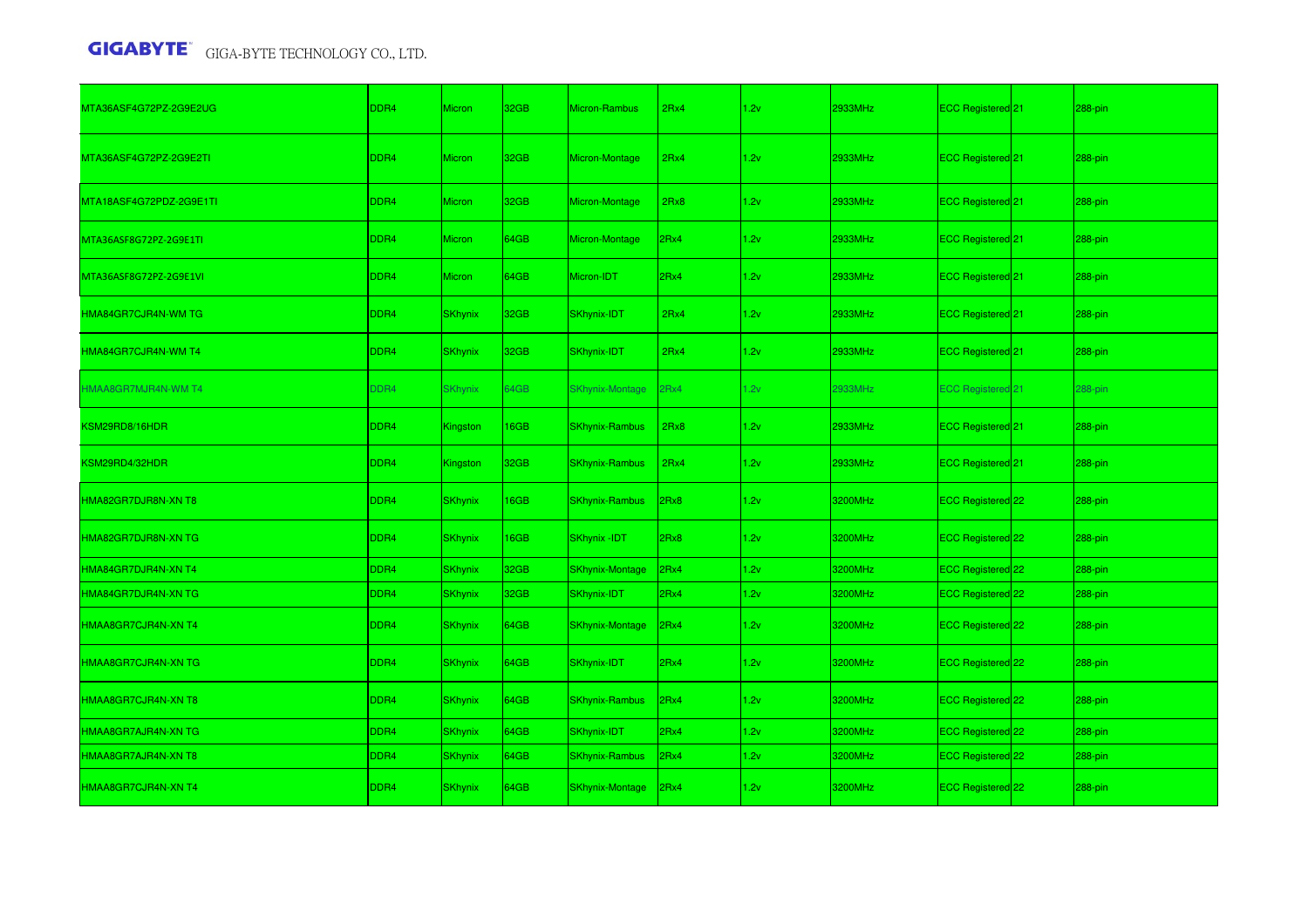| | | | | | | | | | | |
|---|---|---|---|---|---|---|---|---|---|---|
| MTA36ASF4G72PZ-2G9E2UG | DDR4 | Micron | 32GB | Micron-Rambus | 2Rx4 | 1.2v | 2933MHz | ECC Registered | 21 | 288-pin |
| MTA36ASF4G72PZ-2G9E2TI | DDR4 | Micron | 32GB | Micron-Montage | 2Rx4 | 1.2v | 2933MHz | ECC Registered | 21 | 288-pin |
| MTA18ASF4G72PDZ-2G9E1TI | DDR4 | Micron | 32GB | Micron-Montage | 2Rx8 | 1.2v | 2933MHz | ECC Registered | 21 | 288-pin |
| MTA36ASF8G72PZ-2G9E1TI | DDR4 | Micron | 64GB | Micron-Montage | 2Rx4 | 1.2v | 2933MHz | ECC Registered | 21 | 288-pin |
| MTA36ASF8G72PZ-2G9E1VI | DDR4 | Micron | 64GB | Micron-IDT | 2Rx4 | 1.2v | 2933MHz | ECC Registered | 21 | 288-pin |
| HMA84GR7CJR4N-WM TG | DDR4 | SKhynix | 32GB | SKhynix-IDT | 2Rx4 | 1.2v | 2933MHz | ECC Registered | 21 | 288-pin |
| HMA84GR7CJR4N-WM T4 | DDR4 | SKhynix | 32GB | SKhynix-IDT | 2Rx4 | 1.2v | 2933MHz | ECC Registered | 21 | 288-pin |
| HMAA8GR7MJR4N-WM T4 | DDR4 | SKhynix | 64GB | SKhynix-Montage | 2Rx4 | 1.2v | 2933MHz | ECC Registered | 21 | 288-pin |
| KSM29RD8/16HDR | DDR4 | Kingston | 16GB | SKhynix-Rambus | 2Rx8 | 1.2v | 2933MHz | ECC Registered | 21 | 288-pin |
| KSM29RD4/32HDR | DDR4 | Kingston | 32GB | SKhynix-Rambus | 2Rx4 | 1.2v | 2933MHz | ECC Registered | 21 | 288-pin |
| HMA82GR7DJR8N-XN T8 | DDR4 | SKhynix | 16GB | SKhynix-Rambus | 2Rx8 | 1.2v | 3200MHz | ECC Registered | 22 | 288-pin |
| HMA82GR7DJR8N-XN TG | DDR4 | SKhynix | 16GB | SKhynix -IDT | 2Rx8 | 1.2v | 3200MHz | ECC Registered | 22 | 288-pin |
| HMA84GR7DJR4N-XN T4 | DDR4 | SKhynix | 32GB | SKhynix-Montage | 2Rx4 | 1.2v | 3200MHz | ECC Registered | 22 | 288-pin |
| HMA84GR7DJR4N-XN TG | DDR4 | SKhynix | 32GB | SKhynix-IDT | 2Rx4 | 1.2v | 3200MHz | ECC Registered | 22 | 288-pin |
| HMAA8GR7CJR4N-XN T4 | DDR4 | SKhynix | 64GB | SKhynix-Montage | 2Rx4 | 1.2v | 3200MHz | ECC Registered | 22 | 288-pin |
| HMAA8GR7CJR4N-XN TG | DDR4 | SKhynix | 64GB | SKhynix-IDT | 2Rx4 | 1.2v | 3200MHz | ECC Registered | 22 | 288-pin |
| HMAA8GR7CJR4N-XN T8 | DDR4 | SKhynix | 64GB | SKhynix-Rambus | 2Rx4 | 1.2v | 3200MHz | ECC Registered | 22 | 288-pin |
| HMAA8GR7AJR4N-XN TG | DDR4 | SKhynix | 64GB | SKhynix-IDT | 2Rx4 | 1.2v | 3200MHz | ECC Registered | 22 | 288-pin |
| HMAA8GR7AJR4N-XN T8 | DDR4 | SKhynix | 64GB | SKhynix-Rambus | 2Rx4 | 1.2v | 3200MHz | ECC Registered | 22 | 288-pin |
| HMAA8GR7CJR4N-XN T4 | DDR4 | SKhynix | 64GB | SKhynix-Montage | 2Rx4 | 1.2v | 3200MHz | ECC Registered | 22 | 288-pin |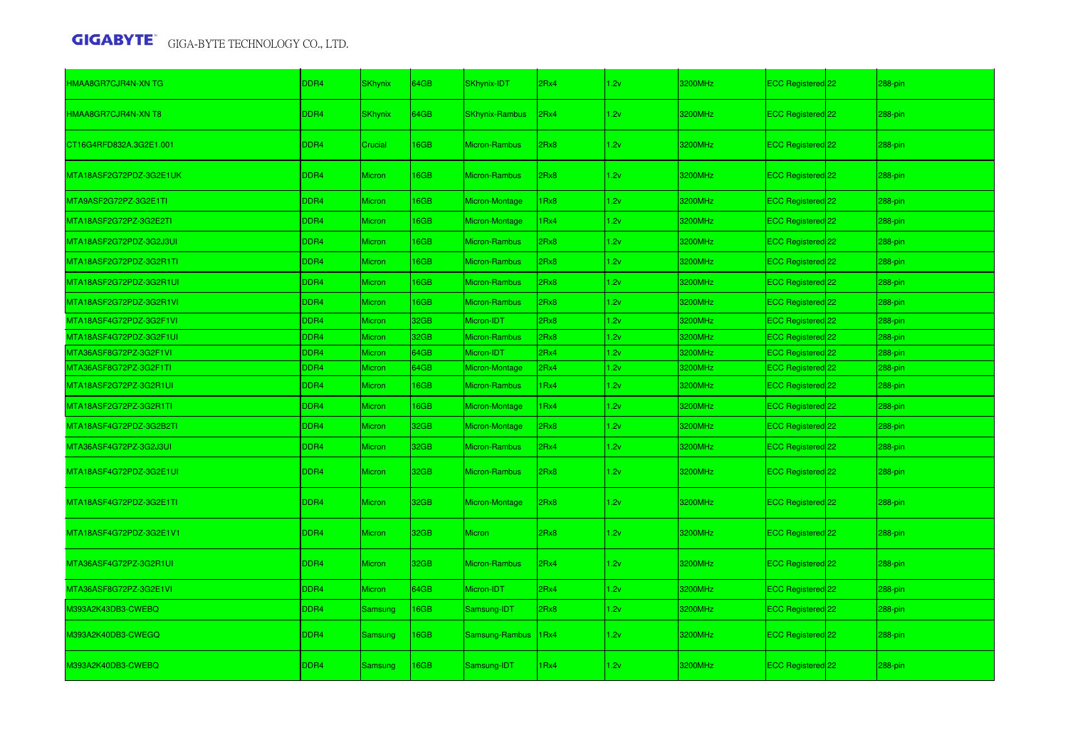| | | | | | | | | | | |
|---|---|---|---|---|---|---|---|---|---|---|
| HMAA8GR7CJR4N-XN TG | DDR4 | SKhynix | 64GB | SKhynix-IDT | 2Rx4 | 1.2v | 3200MHz | ECC Registered | 22 | 288-pin |
| HMAA8GR7CJR4N-XN T8 | DDR4 | SKhynix | 64GB | SKhynix-Rambus | 2Rx4 | 1.2v | 3200MHz | ECC Registered | 22 | 288-pin |
| CT16G4RFD832A.3G2E1.001 | DDR4 | Crucial | 16GB | Micron-Rambus | 2Rx8 | 1.2v | 3200MHz | ECC Registered | 22 | 288-pin |
| MTA18ASF2G72PDZ-3G2E1UK | DDR4 | Micron | 16GB | Micron-Rambus | 2Rx8 | 1.2v | 3200MHz | ECC Registered | 22 | 288-pin |
| MTA9ASF2G72PZ-3G2E1TI | DDR4 | Micron | 16GB | Micron-Montage | 1Rx8 | 1.2v | 3200MHz | ECC Registered | 22 | 288-pin |
| MTA18ASF2G72PZ-3G2E2TI | DDR4 | Micron | 16GB | Micron-Montage | 1Rx4 | 1.2v | 3200MHz | ECC Registered | 22 | 288-pin |
| MTA18ASF2G72PDZ-3G2J3UI | DDR4 | Micron | 16GB | Micron-Rambus | 2Rx8 | 1.2v | 3200MHz | ECC Registered | 22 | 288-pin |
| MTA18ASF2G72PDZ-3G2R1TI | DDR4 | Micron | 16GB | Micron-Rambus | 2Rx8 | 1.2v | 3200MHz | ECC Registered | 22 | 288-pin |
| MTA18ASF2G72PDZ-3G2R1UI | DDR4 | Micron | 16GB | Micron-Rambus | 2Rx8 | 1.2v | 3200MHz | ECC Registered | 22 | 288-pin |
| MTA18ASF2G72PDZ-3G2R1VI | DDR4 | Micron | 16GB | Micron-Rambus | 2Rx8 | 1.2v | 3200MHz | ECC Registered | 22 | 288-pin |
| MTA18ASF4G72PDZ-3G2F1VI | DDR4 | Micron | 32GB | Micron-IDT | 2Rx8 | 1.2v | 3200MHz | ECC Registered | 22 | 288-pin |
| MTA18ASF4G72PDZ-3G2F1UI | DDR4 | Micron | 32GB | Micron-Rambus | 2Rx8 | 1.2v | 3200MHz | ECC Registered | 22 | 288-pin |
| MTA36ASF8G72PZ-3G2F1VI | DDR4 | Micron | 64GB | Micron-IDT | 2Rx4 | 1.2v | 3200MHz | ECC Registered | 22 | 288-pin |
| MTA36ASF8G72PZ-3G2F1TI | DDR4 | Micron | 64GB | Micron-Montage | 2Rx4 | 1.2v | 3200MHz | ECC Registered | 22 | 288-pin |
| MTA18ASF2G72PZ-3G2R1UI | DDR4 | Micron | 16GB | Micron-Rambus | 1Rx4 | 1.2v | 3200MHz | ECC Registered | 22 | 288-pin |
| MTA18ASF2G72PZ-3G2R1TI | DDR4 | Micron | 16GB | Micron-Montage | 1Rx4 | 1.2v | 3200MHz | ECC Registered | 22 | 288-pin |
| MTA18ASF4G72PDZ-3G2B2TI | DDR4 | Micron | 32GB | Micron-Montage | 2Rx8 | 1.2v | 3200MHz | ECC Registered | 22 | 288-pin |
| MTA36ASF4G72PZ-3G2J3UI | DDR4 | Micron | 32GB | Micron-Rambus | 2Rx4 | 1.2v | 3200MHz | ECC Registered | 22 | 288-pin |
| MTA18ASF4G72PDZ-3G2E1UI | DDR4 | Micron | 32GB | Micron-Rambus | 2Rx8 | 1.2v | 3200MHz | ECC Registered | 22 | 288-pin |
| MTA18ASF4G72PDZ-3G2E1TI | DDR4 | Micron | 32GB | Micron-Montage | 2Rx8 | 1.2v | 3200MHz | ECC Registered | 22 | 288-pin |
| MTA18ASF4G72PDZ-3G2E1V1 | DDR4 | Micron | 32GB | Micron | 2Rx8 | 1.2v | 3200MHz | ECC Registered | 22 | 288-pin |
| MTA36ASF4G72PZ-3G2R1UI | DDR4 | Micron | 32GB | Micron-Rambus | 2Rx4 | 1.2v | 3200MHz | ECC Registered | 22 | 288-pin |
| MTA36ASF8G72PZ-3G2E1VI | DDR4 | Micron | 64GB | Micron-IDT | 2Rx4 | 1.2v | 3200MHz | ECC Registered | 22 | 288-pin |
| M393A2K43DB3-CWEBQ | DDR4 | Samsung | 16GB | Samsung-IDT | 2Rx8 | 1.2v | 3200MHz | ECC Registered | 22 | 288-pin |
| M393A2K40DB3-CWEGQ | DDR4 | Samsung | 16GB | Samsung-Rambus | 1Rx4 | 1.2v | 3200MHz | ECC Registered | 22 | 288-pin |
| M393A2K40DB3-CWEBQ | DDR4 | Samsung | 16GB | Samsung-IDT | 1Rx4 | 1.2v | 3200MHz | ECC Registered | 22 | 288-pin |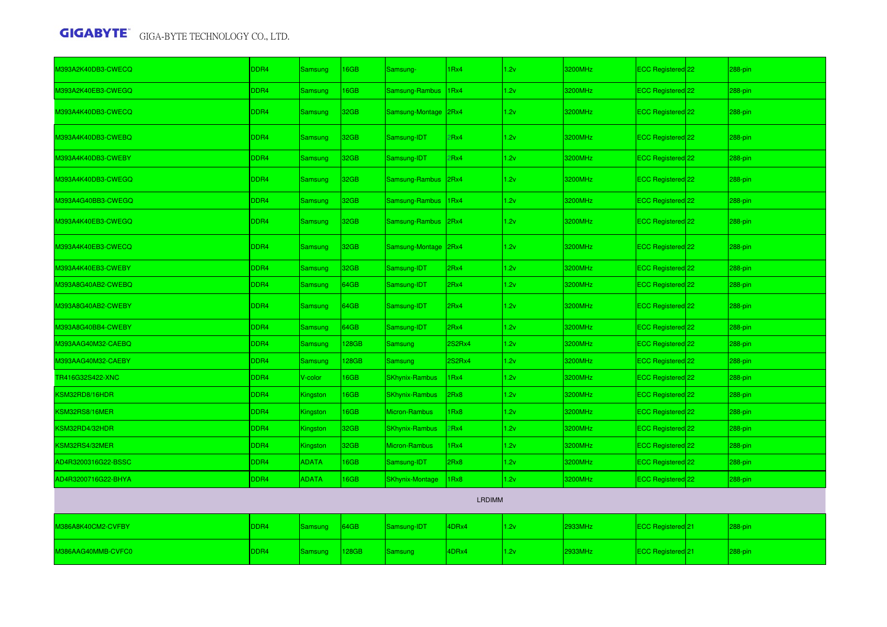| | | | | | | | | | | |
|---|---|---|---|---|---|---|---|---|---|---|
| M393A2K40DB3-CWECQ | DDR4 | Samsung | 16GB | Samsung- | 1Rx4 | 1.2v | 3200MHz | ECC Registered | 22 | 288-pin |
| M393A2K40EB3-CWEGQ | DDR4 | Samsung | 16GB | Samsung-Rambus | 1Rx4 | 1.2v | 3200MHz | ECC Registered | 22 | 288-pin |
| M393A4K40DB3-CWECQ | DDR4 | Samsung | 32GB | Samsung-Montage | 2Rx4 | 1.2v | 3200MHz | ECC Registered | 22 | 288-pin |
| M393A4K40DB3-CWEBQ | DDR4 | Samsung | 32GB | Samsung-IDT | 2Rx4 | 1.2v | 3200MHz | ECC Registered | 22 | 288-pin |
| M393A4K40DB3-CWEBY | DDR4 | Samsung | 32GB | Samsung-IDT | 2Rx4 | 1.2v | 3200MHz | ECC Registered | 22 | 288-pin |
| M393A4K40DB3-CWEGQ | DDR4 | Samsung | 32GB | Samsung-Rambus | 2Rx4 | 1.2v | 3200MHz | ECC Registered | 22 | 288-pin |
| M393A4G40BB3-CWEGQ | DDR4 | Samsung | 32GB | Samsung-Rambus | 1Rx4 | 1.2v | 3200MHz | ECC Registered | 22 | 288-pin |
| M393A4K40EB3-CWEGQ | DDR4 | Samsung | 32GB | Samsung-Rambus | 2Rx4 | 1.2v | 3200MHz | ECC Registered | 22 | 288-pin |
| M393A4K40EB3-CWECQ | DDR4 | Samsung | 32GB | Samsung-Montage | 2Rx4 | 1.2v | 3200MHz | ECC Registered | 22 | 288-pin |
| M393A4K40EB3-CWEBY | DDR4 | Samsung | 32GB | Samsung-IDT | 2Rx4 | 1.2v | 3200MHz | ECC Registered | 22 | 288-pin |
| M393A8G40AB2-CWEBQ | DDR4 | Samsung | 64GB | Samsung-IDT | 2Rx4 | 1.2v | 3200MHz | ECC Registered | 22 | 288-pin |
| M393A8G40AB2-CWEBY | DDR4 | Samsung | 64GB | Samsung-IDT | 2Rx4 | 1.2v | 3200MHz | ECC Registered | 22 | 288-pin |
| M393A8G40BB4-CWEBY | DDR4 | Samsung | 64GB | Samsung-IDT | 2Rx4 | 1.2v | 3200MHz | ECC Registered | 22 | 288-pin |
| M393AAG40M32-CAEBQ | DDR4 | Samsung | 128GB | Samsung | 2S2Rx4 | 1.2v | 3200MHz | ECC Registered | 22 | 288-pin |
| M393AAG40M32-CAEBY | DDR4 | Samsung | 128GB | Samsung | 2S2Rx4 | 1.2v | 3200MHz | ECC Registered | 22 | 288-pin |
| TR416G32S422-XNC | DDR4 | V-color | 16GB | SKhynix-Rambus | 1Rx4 | 1.2v | 3200MHz | ECC Registered | 22 | 288-pin |
| KSM32RD8/16HDR | DDR4 | Kingston | 16GB | SKhynix-Rambus | 2Rx8 | 1.2v | 3200MHz | ECC Registered | 22 | 288-pin |
| KSM32RS8/16MER | DDR4 | Kingston | 16GB | Micron-Rambus | 1Rx8 | 1.2v | 3200MHz | ECC Registered | 22 | 288-pin |
| KSM32RD4/32HDR | DDR4 | Kingston | 32GB | SKhynix-Rambus | 2Rx4 | 1.2v | 3200MHz | ECC Registered | 22 | 288-pin |
| KSM32RS4/32MER | DDR4 | Kingston | 32GB | Micron-Rambus | 1Rx4 | 1.2v | 3200MHz | ECC Registered | 22 | 288-pin |
| AD4R3200316G22-BSSC | DDR4 | ADATA | 16GB | Samsung-IDT | 2Rx8 | 1.2v | 3200MHz | ECC Registered | 22 | 288-pin |
| AD4R3200716G22-BHYA | DDR4 | ADATA | 16GB | SKhynix-Montage | 1Rx8 | 1.2v | 3200MHz | ECC Registered | 22 | 288-pin |
| | | | | | LRDIMM | | | | | |
| M386A8K40CM2-CVFBY | DDR4 | Samsung | 64GB | Samsung-IDT | 4DRx4 | 1.2v | 2933MHz | ECC Registered | 21 | 288-pin |
| M386AAG40MMB-CVFC0 | DDR4 | Samsung | 128GB | Samsung | 4DRx4 | 1.2v | 2933MHz | ECC Registered | 21 | 288-pin |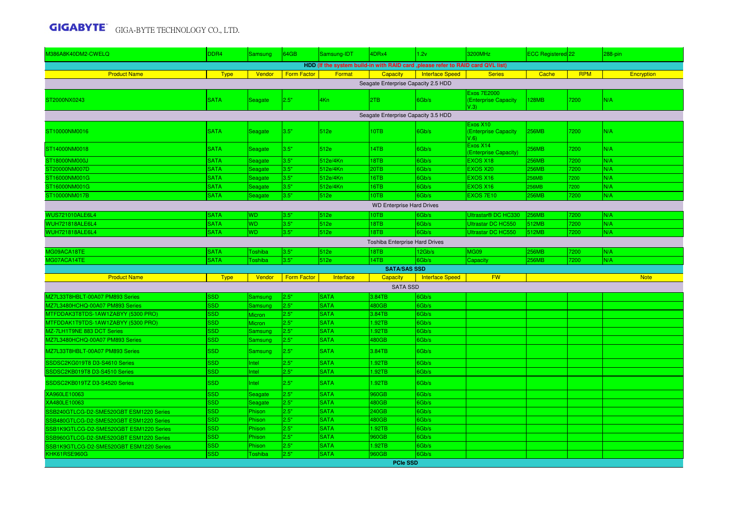| M386A8K40DM2-CWELQ | DDR4 | Samsung | 64GB | Samsung-IDT | 4DRx4 | 1.2v | 3200MHz | ECC Registered | 22 | 288-pin |
|---|---|---|---|---|---|---|---|---|---|---|

**HDD (If the system build-in with RAID card ,please refer to RAID card QVL list)**

| Product Name | Type | Vendor | Form Factor | Format | Capacity | Interface Speed | Series | Cache | RPM | Encryption |
|---|---|---|---|---|---|---|---|---|---|---|
| Seagate Enterprise Capacity 2.5 HDD | | | | | | | | | | |
| ST2000NX0243 | SATA | Seagate | 2.5" | 4Kn | 2TB | 6Gb/s | Exos 7E2000 (Enterprise Capacity V.3) | 128MB | 7200 | N/A |
| Seagate Enterprise Capacity 3.5 HDD | | | | | | | | | | |
| ST10000NM0016 | SATA | Seagate | 3.5" | 512e | 10TB | 6Gb/s | Exos X10 (Enterprise Capacity V.6) | 256MB | 7200 | N/A |
| ST14000NM0018 | SATA | Seagate | 3.5" | 512e | 14TB | 6Gb/s | Exos X14 (Enterprise Capacity) | 256MB | 7200 | N/A |
| ST18000NM000J | SATA | Seagate | 3.5" | 512e/4Kn | 18TB | 6Gb/s | EXOS X18 | 256MB | 7200 | N/A |
| ST20000NM007D | SATA | Seagate | 3.5" | 512e/4Kn | 20TB | 6Gb/s | EXOS X20 | 256MB | 7200 | N/A |
| ST16000NM001G | SATA | Seagate | 3.5" | 512e/4Kn | 16TB | 6Gb/s | EXOS X16 | 256MB | 7200 | N/A |
| ST16000NM001G | SATA | Seagate | 3.5" | 512e/4Kn | 16TB | 6Gb/s | EXOS X16 | 256MB | 7200 | N/A |
| ST10000NM017B | SATA | Seagate | 3.5" | 512e | 10TB | 6Gb/s | EXOS 7E10 | 256MB | 7200 | N/A |
| WD Enterprise Hard Drives | | | | | | | | | | |
| WUS721010ALE6L4 | SATA | WD | 3.5" | 512e | 10TB | 6Gb/s | Ultrastar® DC HC330 | 256MB | 7200 | N/A |
| WUH721818ALE6L4 | SATA | WD | 3.5" | 512e | 18TB | 6Gb/s | Ultrastar DC HC550 | 512MB | 7200 | N/A |
| WUH721818ALE6L4 | SATA | WD | 3.5" | 512e | 18TB | 6Gb/s | Ultrastar DC HC550 | 512MB | 7200 | N/A |
| Toshiba Enterprise Hard Drives | | | | | | | | | | |
| MG09ACA18TE | SATA | Toshiba | 3.5" | 512e | 18TB | 12Gb/s | MG09 | 256MB | 7200 | N/A |
| MG07ACA14TE | SATA | Toshiba | 3.5" | 512e | 14TB | 6Gb/s | Capacity | 256MB | 7200 | N/A |

**SATA/SAS SSD**

| Product Name | Type | Vendor | Form Factor | Interface | Capacity | Interface Speed | FW | Note |
|---|---|---|---|---|---|---|---|---|
| SATA SSD | | | | | | | | |
| MZ7L33T8HBLT-00A07 PM893 Series | SSD | Samsung | 2.5" | SATA | 3.84TB | 6Gb/s | | |
| MZ7L3480HCHQ-00A07 PM893 Series | SSD | Samsung | 2.5" | SATA | 480GB | 6Gb/s | | |
| MTFDDAK3T8TDS-1AW1ZABYY (5300 PRO) | SSD | Micron | 2.5" | SATA | 3.84TB | 6Gb/s | | |
| MTFDDAK1T9TDS-1AW1ZABYY (5300 PRO) | SSD | Micron | 2.5" | SATA | 1.92TB | 6Gb/s | | |
| MZ-7LH1T9NE 883 DCT Series | SSD | Samsung | 2.5" | SATA | 1.92TB | 6Gb/s | | |
| MZ7L3480HCHQ-00A07 PM893 Series | SSD | Samsung | 2.5" | SATA | 480GB | 6Gb/s | | |
| MZ7L33T8HBLT-00A07 PM893 Series | SSD | Samsung | 2.5" | SATA | 3.84TB | 6Gb/s | | |
| SSDSC2KG019T8 D3-S4610 Series | SSD | Intel | 2.5" | SATA | 1.92TB | 6Gb/s | | |
| SSDSC2KB019T8 D3-S4510 Series | SSD | Intel | 2.5" | SATA | 1.92TB | 6Gb/s | | |
| SSDSC2KB019TZ D3-S4520 Series | SSD | Intel | 2.5" | SATA | 1.92TB | 6Gb/s | | |
| XA960LE10063 | SSD | Seagate | 2.5" | SATA | 960GB | 6Gb/s | | |
| XA480LE10063 | SSD | Seagate | 2.5" | SATA | 480GB | 6Gb/s | | |
| SSB240GTLCG-D2-SME520GBT ESM1220 Series | SSD | Phison | 2.5" | SATA | 240GB | 6Gb/s | | |
| SSB480GTLCG-D2-SME520GBT ESM1220 Series | SSD | Phison | 2.5" | SATA | 480GB | 6Gb/s | | |
| SSB1K9GTLCG-D2-SME520GBT ESM1220 Series | SSD | Phison | 2.5" | SATA | 1.92TB | 6Gb/s | | |
| SSB960GTLCG-D2-SME520GBT ESM1220 Series | SSD | Phison | 2.5" | SATA | 960GB | 6Gb/s | | |
| SSB1K9GTLCG-D2-SME520GBT ESM1220 Series | SSD | Phison | 2.5" | SATA | 1.92TB | 6Gb/s | | |
| KHK61RSE960G | SSD | Toshiba | 2.5" | SATA | 960GB | 6Gb/s | | |

**PCIe SSD**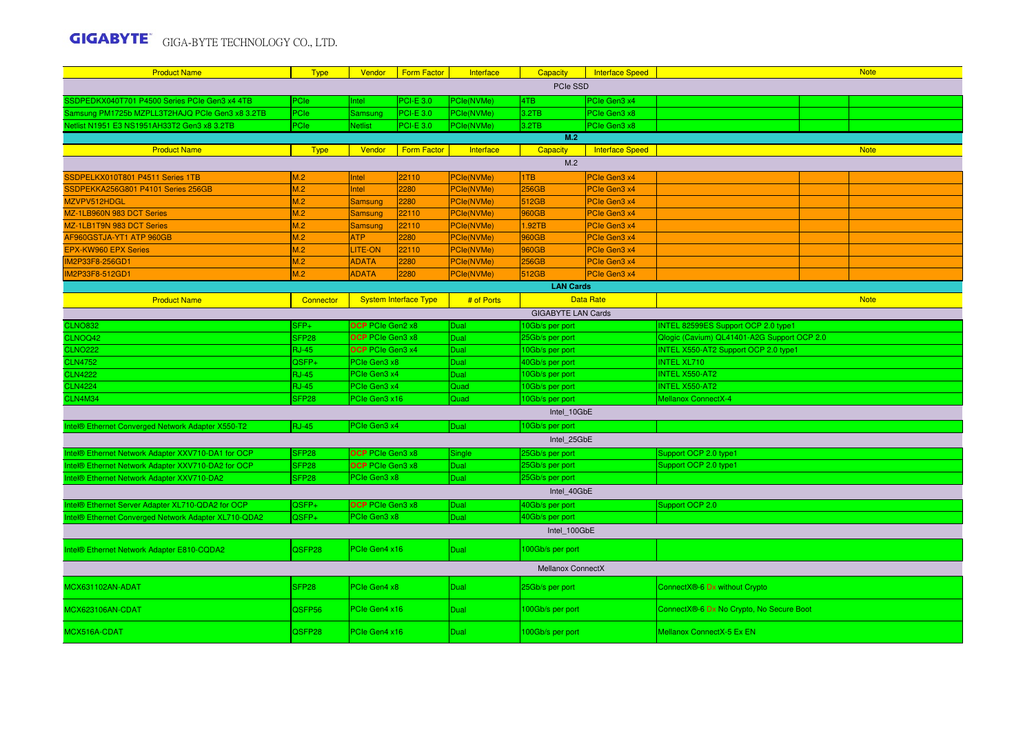| Product Name | Type | Vendor | Form Factor | Interface | Capacity | Interface Speed | Note |
|---|---|---|---|---|---|---|---|
| PCIe SSD | | | | | | | |
| SSDPEDKX040T701 P4500 Series PCIe Gen3 x4 4TB | PCIe | Intel | PCI-E 3.0 | PCIe(NVMe) | 4TB | PCIe Gen3 x4 | |
| Samsung PM1725b MZPLL3T2HAJQ PCIe Gen3 x8 3.2TB | PCIe | Samsung | PCI-E 3.0 | PCIe(NVMe) | 3.2TB | PCIe Gen3 x8 | |
| Netlist N1951 E3 NS1951AH33T2 Gen3 x8 3.2TB | PCIe | Netlist | PCI-E 3.0 | PCIe(NVMe) | 3.2TB | PCIe Gen3 x8 | |

**M.2**

| Product Name | Type | Vendor | Form Factor | Interface | Capacity | Interface Speed | Note |
|---|---|---|---|---|---|---|---|
| M.2 | | | | | | | |
| SSDPELKX010T801 P4511 Series 1TB | M.2 | Intel | 22110 | PCIe(NVMe) | 1TB | PCIe Gen3 x4 | |
| SSDPEKKA256G801 P4101 Series 256GB | M.2 | Intel | 2280 | PCIe(NVMe) | 256GB | PCIe Gen3 x4 | |
| MZVPV512HDGL | M.2 | Samsung | 2280 | PCIe(NVMe) | 512GB | PCIe Gen3 x4 | |
| MZ-1LB960N 983 DCT Series | M.2 | Samsung | 22110 | PCIe(NVMe) | 960GB | PCIe Gen3 x4 | |
| MZ-1LB1T9N 983 DCT Series | M.2 | Samsung | 22110 | PCIe(NVMe) | 1.92TB | PCIe Gen3 x4 | |
| AF960GSTJA-YT1 ATP 960GB | M.2 | ATP | 2280 | PCIe(NVMe) | 960GB | PCIe Gen3 x4 | |
| EPX-KW960 EPX Series | M.2 | LITE-ON | 22110 | PCIe(NVMe) | 960GB | PCIe Gen3 x4 | |
| IM2P33F8-256GD1 | M.2 | ADATA | 2280 | PCIe(NVMe) | 256GB | PCIe Gen3 x4 | |
| IM2P33F8-512GD1 | M.2 | ADATA | 2280 | PCIe(NVMe) | 512GB | PCIe Gen3 x4 | |

**LAN Cards**

| Product Name | Connector | System Interface Type | # of Ports | Data Rate | Note |
|---|---|---|---|---|---|
| GIGABYTE LAN Cards | | | | | |
| CLNO832 | SFP+ | OCP PCIe Gen2 x8 | Dual | 10Gb/s per port | INTEL 82599ES Support OCP 2.0 type1 |
| CLNOQ42 | SFP28 | OCP PCIe Gen3 x8 | Dual | 25Gb/s per port | Qlogic (Cavium) QL41401-A2G Support OCP 2.0 |
| CLNO222 | RJ-45 | OCP PCIe Gen3 x4 | Dual | 10Gb/s per port | INTEL X550-AT2 Support OCP 2.0 type1 |
| CLN4752 | QSFP+ | PCIe Gen3 x8 | Dual | 40Gb/s per port | INTEL XL710 |
| CLN4222 | RJ-45 | PCIe Gen3 x4 | Dual | 10Gb/s per port | INTEL X550-AT2 |
| CLN4224 | RJ-45 | PCIe Gen3 x4 | Quad | 10Gb/s per port | INTEL X550-AT2 |
| CLN4M34 | SFP28 | PCIe Gen3 x16 | Quad | 10Gb/s per port | Mellanox ConnectX-4 |
| Intel_10GbE | | | | | |
| Intel® Ethernet Converged Network Adapter X550-T2 | RJ-45 | PCIe Gen3 x4 | Dual | 10Gb/s per port | |
| Intel_25GbE | | | | | |
| Intel® Ethernet Network Adapter XXV710-DA1 for OCP | SFP28 | OCP PCIe Gen3 x8 | Single | 25Gb/s per port | Support OCP 2.0 type1 |
| Intel® Ethernet Network Adapter XXV710-DA2 for OCP | SFP28 | OCP PCIe Gen3 x8 | Dual | 25Gb/s per port | Support OCP 2.0 type1 |
| Intel® Ethernet Network Adapter XXV710-DA2 | SFP28 | PCIe Gen3 x8 | Dual | 25Gb/s per port | |
| Intel_40GbE | | | | | |
| Intel® Ethernet Server Adapter XL710-QDA2 for OCP | QSFP+ | OCP PCIe Gen3 x8 | Dual | 40Gb/s per port | Support OCP 2.0 |
| Intel® Ethernet Converged Network Adapter XL710-QDA2 | QSFP+ | PCIe Gen3 x8 | Dual | 40Gb/s per port | |
| Intel_100GbE | | | | | |
| Intel® Ethernet Network Adapter E810-CQDA2 | QSFP28 | PCIe Gen4 x16 | Dual | 100Gb/s per port | |
| Mellanox ConnectX | | | | | |
| MCX631102AN-ADAT | SFP28 | PCIe Gen4 x8 | Dual | 25Gb/s per port | ConnectX®-6 Dx without Crypto |
| MCX623106AN-CDAT | QSFP56 | PCIe Gen4 x16 | Dual | 100Gb/s per port | ConnectX®-6 Dx No Crypto, No Secure Boot |
| MCX516A-CDAT | QSFP28 | PCIe Gen4 x16 | Dual | 100Gb/s per port | Mellanox ConnectX-5 Ex EN |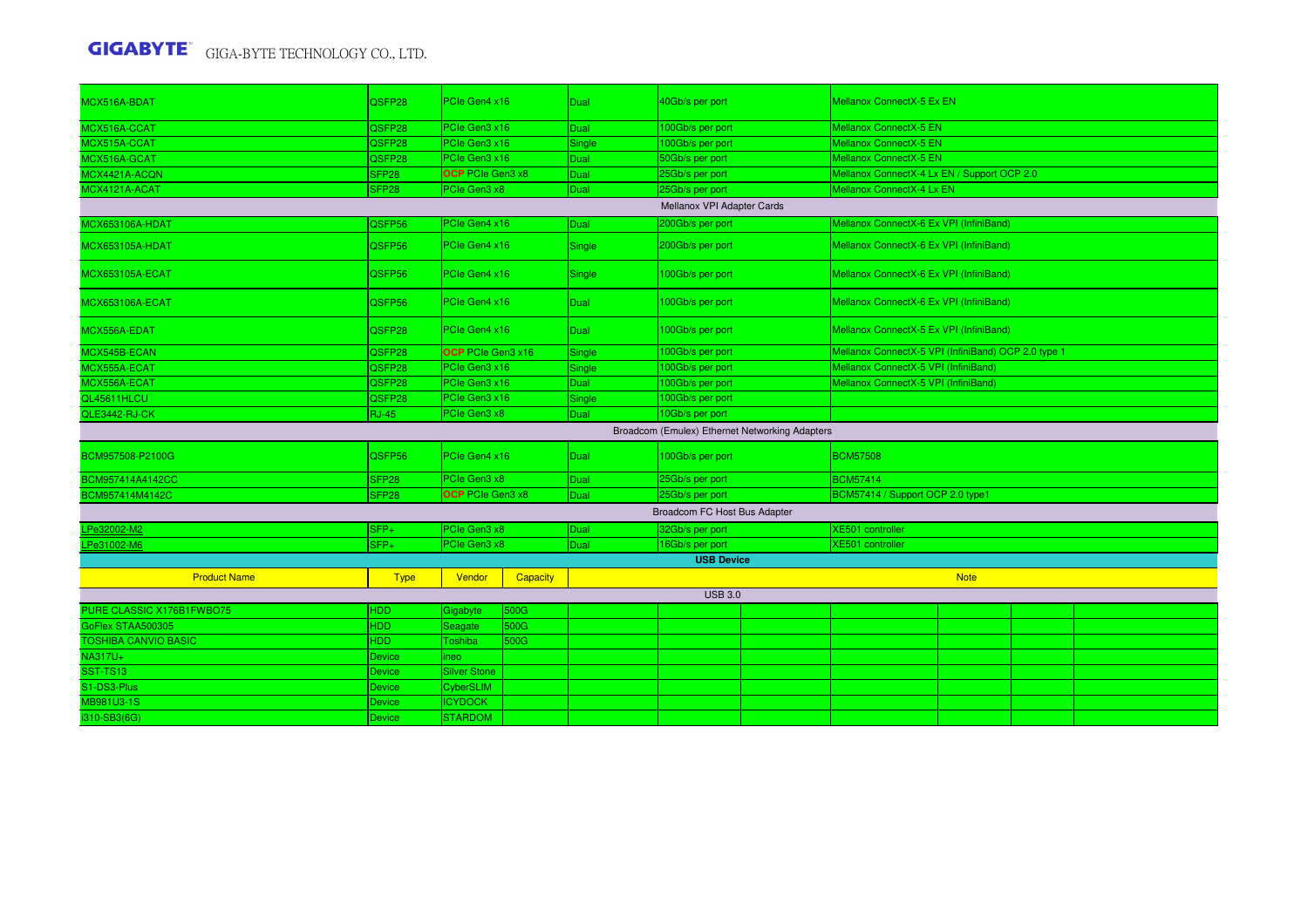| | | | | | |
|---|---|---|---|---|---|
| MCX516A-BDAT | QSFP28 | PCIe Gen4 x16 | Dual | 40Gb/s per port | Mellanox ConnectX-5 Ex EN |
| MCX516A-CCAT | QSFP28 | PCIe Gen3 x16 | Dual | 100Gb/s per port | Mellanox ConnectX-5 EN |
| MCX515A-CCAT | QSFP28 | PCIe Gen3 x16 | Single | 100Gb/s per port | Mellanox ConnectX-5 EN |
| MCX516A-GCAT | QSFP28 | PCIe Gen3 x16 | Dual | 50Gb/s per port | Mellanox ConnectX-5 EN |
| MCX4421A-ACQN | SFP28 | OCP PCIe Gen3 x8 | Dual | 25Gb/s per port | Mellanox ConnectX-4 Lx EN / Support OCP 2.0 |
| MCX4121A-ACAT | SFP28 | PCIe Gen3 x8 | Dual | 25Gb/s per port | Mellanox ConnectX-4 Lx EN |
| Mellanox VPI Adapter Cards | | | | | |
| MCX653106A-HDAT | QSFP56 | PCIe Gen4 x16 | Dual | 200Gb/s per port | Mellanox ConnectX-6 Ex VPI (InfiniBand) |
| MCX653105A-HDAT | QSFP56 | PCIe Gen4 x16 | Single | 200Gb/s per port | Mellanox ConnectX-6 Ex VPI (InfiniBand) |
| MCX653105A-ECAT | QSFP56 | PCIe Gen4 x16 | Single | 100Gb/s per port | Mellanox ConnectX-6 Ex VPI (InfiniBand) |
| MCX653106A-ECAT | QSFP56 | PCIe Gen4 x16 | Dual | 100Gb/s per port | Mellanox ConnectX-6 Ex VPI (InfiniBand) |
| MCX556A-EDAT | QSFP28 | PCIe Gen4 x16 | Dual | 100Gb/s per port | Mellanox ConnectX-5 Ex VPI (InfiniBand) |
| MCX545B-ECAN | QSFP28 | OCP PCIe Gen3 x16 | Single | 100Gb/s per port | Mellanox ConnectX-5 VPI (InfiniBand) OCP 2.0 type 1 |
| MCX555A-ECAT | QSFP28 | PCIe Gen3 x16 | Single | 100Gb/s per port | Mellanox ConnectX-5 VPI (InfiniBand) |
| MCX556A-ECAT | QSFP28 | PCIe Gen3 x16 | Dual | 100Gb/s per port | Mellanox ConnectX-5 VPI (InfiniBand) |
| QL45611HLCU | QSFP28 | PCIe Gen3 x16 | Single | 100Gb/s per port | |
| QLE3442-RJ-CK | RJ-45 | PCIe Gen3 x8 | Dual | 10Gb/s per port | |
| Broadcom (Emulex) Ethernet Networking Adapters | | | | | |
| BCM957508-P2100G | QSFP56 | PCIe Gen4 x16 | Dual | 100Gb/s per port | BCM57508 |
| BCM957414A4142CC | SFP28 | PCIe Gen3 x8 | Dual | 25Gb/s per port | BCM57414 |
| BCM957414M4142C | SFP28 | OCP PCIe Gen3 x8 | Dual | 25Gb/s per port | BCM57414 / Support OCP 2.0 type1 |
| Broadcom FC Host Bus Adapter | | | | | |
| LPe32002-M2 | SFP+ | PCIe Gen3 x8 | Dual | 32Gb/s per port | XE501 controller |
| LPe31002-M6 | SFP+ | PCIe Gen3 x8 | Dual | 16Gb/s per port | XE501 controller |

**USB Device**

| Product Name | Type | Vendor | Capacity | Note |
|---|---|---|---|---|
| USB 3.0 | | | | |
| PURE CLASSIC X176B1FWBO75 | HDD | Gigabyte | 500G | |
| GoFlex STAA500305 | HDD | Seagate | 500G | |
| TOSHIBA CANVIO BASIC | HDD | Toshiba | 500G | |
| NA317U+ | Device | ineo | | |
| SST-TS13 | Device | Silver Stone | | |
| S1-DS3-Plus | Device | CyberSLIM | | |
| MB981U3-1S | Device | ICYDOCK | | |
| i310-SB3(6G) | Device | STARDOM | | |